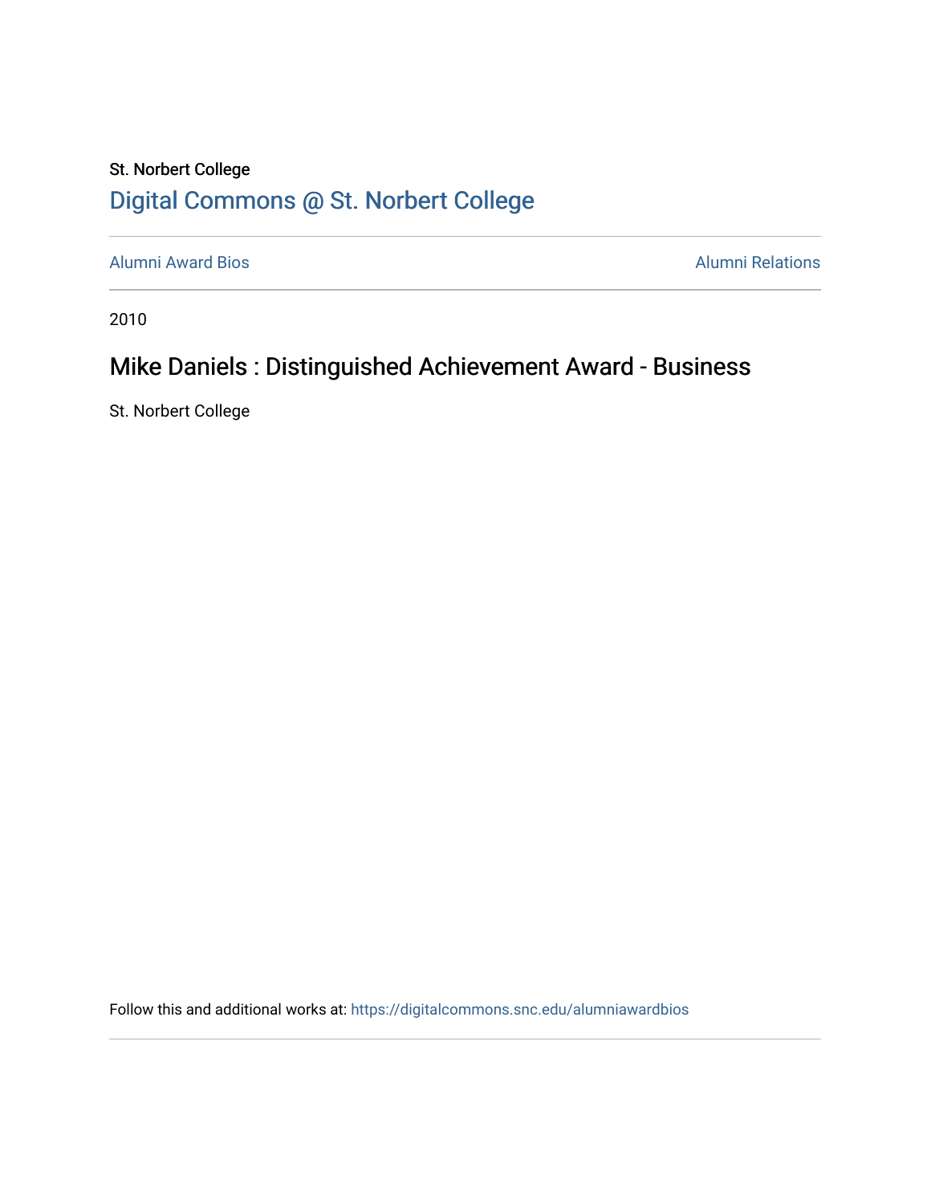St. Norbert College

[Digital Commons @ St. Norbert College](https://digitalcommons.snc.edu)

Alumni Award Bios | Alumni Relations

2010

# Mike Daniels : Distinguished Achievement Award - Business

St. Norbert College

Follow this and additional works at: https://digitalcommons.snc.edu/alumniawardbios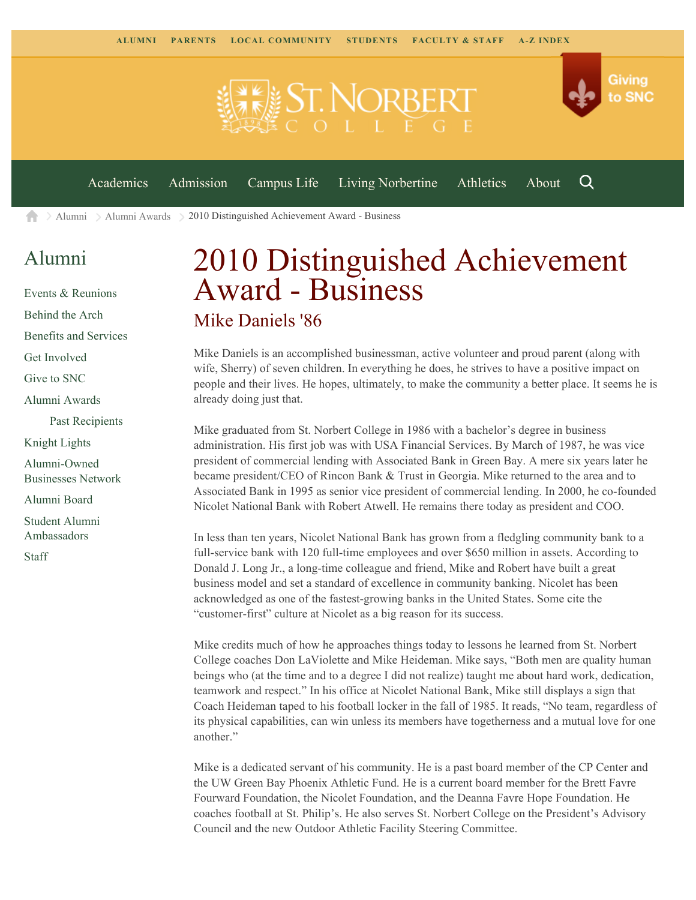# 2010 Distinguished Achievement Award - Business

## Mike Daniels '86

Mike Daniels is an accomplished businessman, active volunteer and proud parent (along with wife, Sherry) of seven children. In everything he does, he strives to have a positive impact on people and their lives. He hopes, ultimately, to make the community a better place. It seems he is already doing just that.

Mike graduated from St. Norbert College in 1986 with a bachelor's degree in business administration. His first job was with USA Financial Services. By March of 1987, he was vice president of commercial lending with Associated Bank in Green Bay. A mere six years later he became president/CEO of Rincon Bank & Trust in Georgia. Mike returned to the area and to Associated Bank in 1995 as senior vice president of commercial lending. In 2000, he co-founded Nicolet National Bank with Robert Atwell. He remains there today as president and COO.

In less than ten years, Nicolet National Bank has grown from a fledgling community bank to a full-service bank with 120 full-time employees and over $650 million in assets. According to Donald J. Long Jr., a long-time colleague and friend, Mike and Robert have built a great business model and set a standard of excellence in community banking. Nicolet has been acknowledged as one of the fastest-growing banks in the United States. Some cite the "customer-first" culture at Nicolet as a big reason for its success.

Mike credits much of how he approaches things today to lessons he learned from St. Norbert College coaches Don LaViolette and Mike Heideman. Mike says, "Both men are quality human beings who (at the time and to a degree I did not realize) taught me about hard work, dedication, teamwork and respect." In his office at Nicolet National Bank, Mike still displays a sign that Coach Heideman taped to his football locker in the fall of 1985. It reads, "No team, regardless of its physical capabilities, can win unless its members have togetherness and a mutual love for one another."

Mike is a dedicated servant of his community. He is a past board member of the CP Center and the UW Green Bay Phoenix Athletic Fund. He is a current board member for the Brett Favre Fourward Foundation, the Nicolet Foundation, and the Deanna Favre Hope Foundation. He coaches football at St. Philip's. He also serves St. Norbert College on the President's Advisory Council and the new Outdoor Athletic Facility Steering Committee.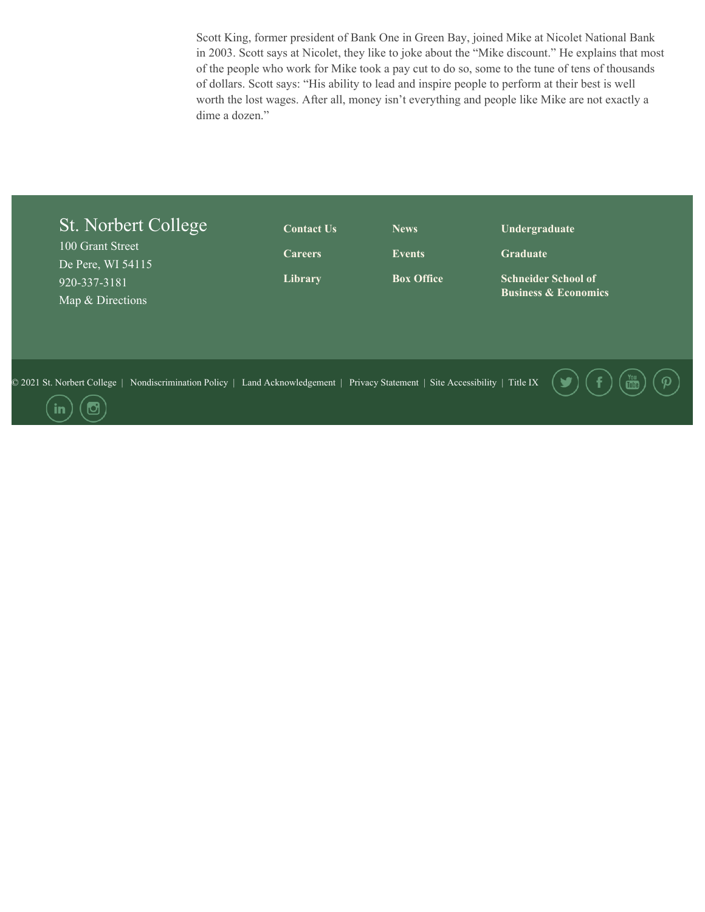Scott King, former president of Bank One in Green Bay, joined Mike at Nicolet National Bank in 2003. Scott says at Nicolet, they like to joke about the “Mike discount.” He explains that most of the people who work for Mike took a pay cut to do so, some to the tune of tens of thousands of dollars. Scott says: “His ability to lead and inspire people to perform at their best is well worth the lost wages. After all, money isn’t everything and people like Mike are not exactly a dime a dozen.”

St. Norbert College
100 Grant Street
De Pere, WI 54115
920-337-3181
Map & Directions

**Contact Us**
**Careers**
**Library**

**News**
**Events**
**Box Office**

**Undergraduate**
**Graduate**
**Schneider School of Business & Economics**

© 2021 St. Norbert College | Nondiscrimination Policy | Land Acknowledgement | Privacy Statement | Site Accessibility | Title IX